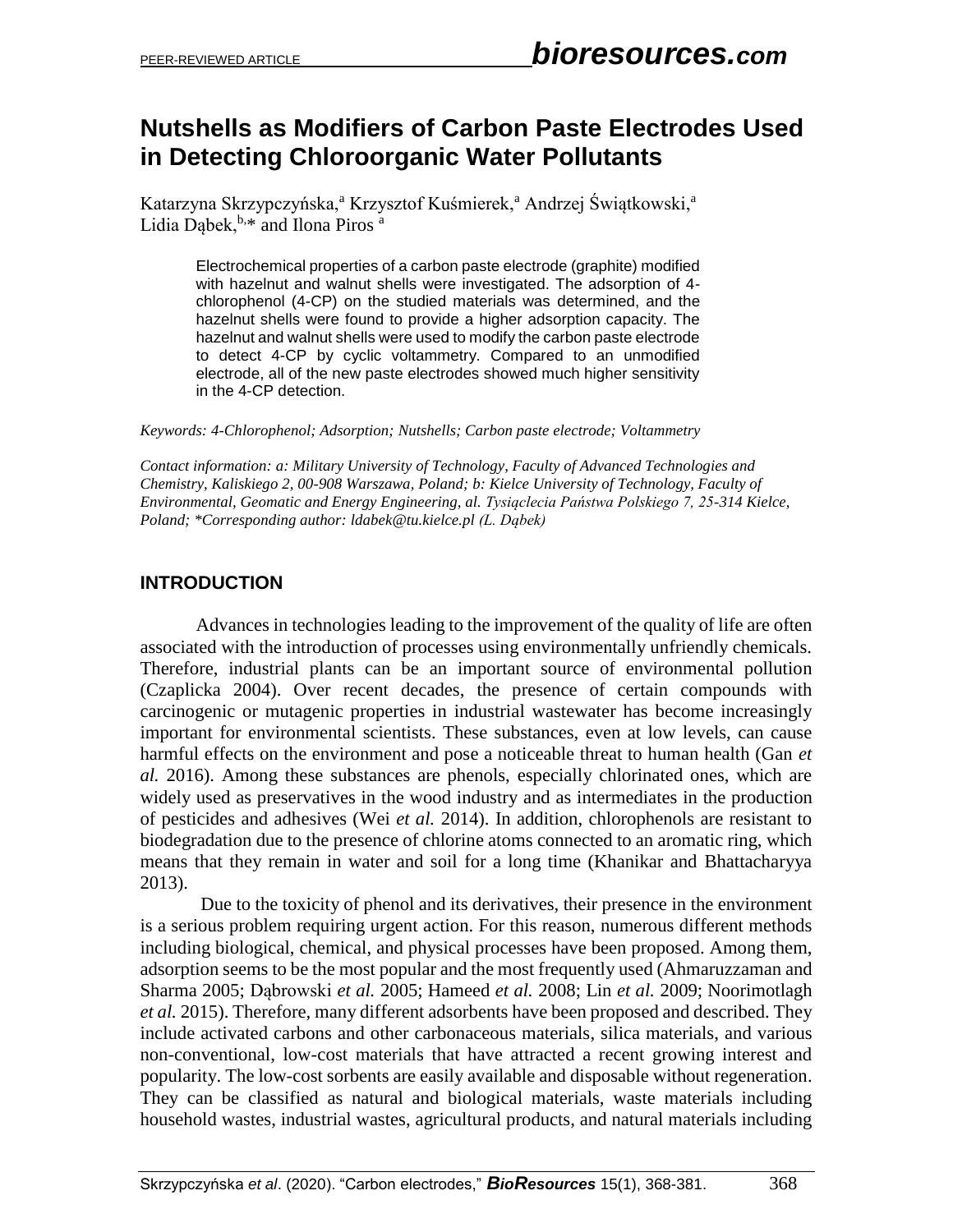# Nutshells as Modifiers of Carbon Paste Electrodes Used in Detecting Chloroorganic Water Pollutants

Katarzyna Skrzypczyńska,[a] Krzysztof Kuśmierek,[a] Andrzej Świątkowski,[a] Lidia Dąbek,[b,*] and Ilona Piros [a]

Electrochemical properties of a carbon paste electrode (graphite) modified with hazelnut and walnut shells were investigated. The adsorption of 4-chlorophenol (4-CP) on the studied materials was determined, and the hazelnut shells were found to provide a higher adsorption capacity. The hazelnut and walnut shells were used to modify the carbon paste electrode to detect 4-CP by cyclic voltammetry. Compared to an unmodified electrode, all of the new paste electrodes showed much higher sensitivity in the 4-CP detection.

*Keywords: 4-Chlorophenol; Adsorption; Nutshells; Carbon paste electrode; Voltammetry*

*Contact information: a: Military University of Technology, Faculty of Advanced Technologies and Chemistry, Kaliskiego 2, 00-908 Warszawa, Poland; b: Kielce University of Technology, Faculty of Environmental, Geomatic and Energy Engineering, al. Tysiąclecia Państwa Polskiego 7, 25-314 Kielce, Poland; *Corresponding author: ldabek@tu.kielce.pl (L. Dąbek)*

## INTRODUCTION

Advances in technologies leading to the improvement of the quality of life are often associated with the introduction of processes using environmentally unfriendly chemicals. Therefore, industrial plants can be an important source of environmental pollution (Czaplicka 2004). Over recent decades, the presence of certain compounds with carcinogenic or mutagenic properties in industrial wastewater has become increasingly important for environmental scientists. These substances, even at low levels, can cause harmful effects on the environment and pose a noticeable threat to human health (Gan *et al.* 2016). Among these substances are phenols, especially chlorinated ones, which are widely used as preservatives in the wood industry and as intermediates in the production of pesticides and adhesives (Wei *et al.* 2014). In addition, chlorophenols are resistant to biodegradation due to the presence of chlorine atoms connected to an aromatic ring, which means that they remain in water and soil for a long time (Khanikar and Bhattacharyya 2013).

Due to the toxicity of phenol and its derivatives, their presence in the environment is a serious problem requiring urgent action. For this reason, numerous different methods including biological, chemical, and physical processes have been proposed. Among them, adsorption seems to be the most popular and the most frequently used (Ahmaruzzaman and Sharma 2005; Dąbrowski *et al.* 2005; Hameed *et al.* 2008; Lin *et al.* 2009; Noorimotlagh *et al.* 2015). Therefore, many different adsorbents have been proposed and described. They include activated carbons and other carbonaceous materials, silica materials, and various non-conventional, low-cost materials that have attracted a recent growing interest and popularity. The low-cost sorbents are easily available and disposable without regeneration. They can be classified as natural and biological materials, waste materials including household wastes, industrial wastes, agricultural products, and natural materials including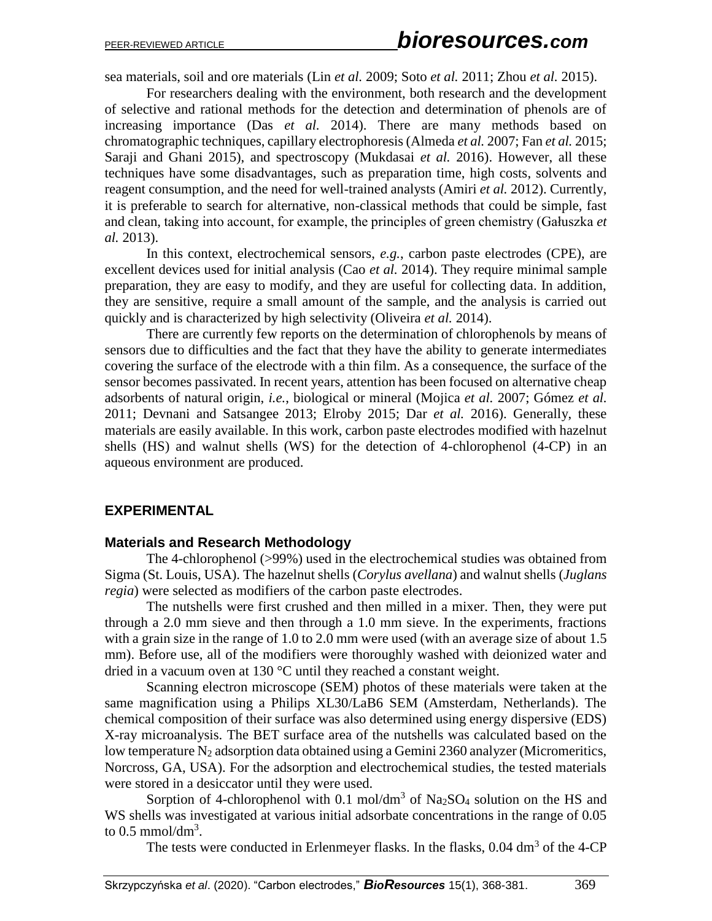sea materials, soil and ore materials (Lin *et al.* 2009; Soto *et al.* 2011; Zhou *et al.* 2015).

For researchers dealing with the environment, both research and the development of selective and rational methods for the detection and determination of phenols are of increasing importance (Das *et al.* 2014). There are many methods based on chromatographic techniques, capillary electrophoresis (Almeda *et al.* 2007; Fan *et al.* 2015; Saraji and Ghani 2015), and spectroscopy (Mukdasai *et al.* 2016). However, all these techniques have some disadvantages, such as preparation time, high costs, solvents and reagent consumption, and the need for well-trained analysts (Amiri *et al.* 2012). Currently, it is preferable to search for alternative, non-classical methods that could be simple, fast and clean, taking into account, for example, the principles of green chemistry (Gałuszka *et al.* 2013).

In this context, electrochemical sensors, *e.g.*, carbon paste electrodes (CPE), are excellent devices used for initial analysis (Cao *et al.* 2014). They require minimal sample preparation, they are easy to modify, and they are useful for collecting data. In addition, they are sensitive, require a small amount of the sample, and the analysis is carried out quickly and is characterized by high selectivity (Oliveira *et al.* 2014).

There are currently few reports on the determination of chlorophenols by means of sensors due to difficulties and the fact that they have the ability to generate intermediates covering the surface of the electrode with a thin film. As a consequence, the surface of the sensor becomes passivated. In recent years, attention has been focused on alternative cheap adsorbents of natural origin, *i.e.*, biological or mineral (Mojica *et al.* 2007; Gómez *et al.* 2011; Devnani and Satsangee 2013; Elroby 2015; Dar *et al.* 2016). Generally, these materials are easily available. In this work, carbon paste electrodes modified with hazelnut shells (HS) and walnut shells (WS) for the detection of 4-chlorophenol (4-CP) in an aqueous environment are produced.

## EXPERIMENTAL

### Materials and Research Methodology

The 4-chlorophenol (>99%) used in the electrochemical studies was obtained from Sigma (St. Louis, USA). The hazelnut shells (*Corylus avellana*) and walnut shells (*Juglans regia*) were selected as modifiers of the carbon paste electrodes.

The nutshells were first crushed and then milled in a mixer. Then, they were put through a 2.0 mm sieve and then through a 1.0 mm sieve. In the experiments, fractions with a grain size in the range of 1.0 to 2.0 mm were used (with an average size of about 1.5 mm). Before use, all of the modifiers were thoroughly washed with deionized water and dried in a vacuum oven at 130 °C until they reached a constant weight.

Scanning electron microscope (SEM) photos of these materials were taken at the same magnification using a Philips XL30/LaB6 SEM (Amsterdam, Netherlands). The chemical composition of their surface was also determined using energy dispersive (EDS) X-ray microanalysis. The BET surface area of the nutshells was calculated based on the low temperature $N_2$ adsorption data obtained using a Gemini 2360 analyzer (Micromeritics, Norcross, GA, USA). For the adsorption and electrochemical studies, the tested materials were stored in a desiccator until they were used.

Sorption of 4-chlorophenol with 0.1 mol/dm$^3$ of $Na_2SO_4$ solution on the HS and WS shells was investigated at various initial adsorbate concentrations in the range of 0.05 to 0.5 mmol/dm$^3$.

The tests were conducted in Erlenmeyer flasks. In the flasks, 0.04 dm$^3$ of the 4-CP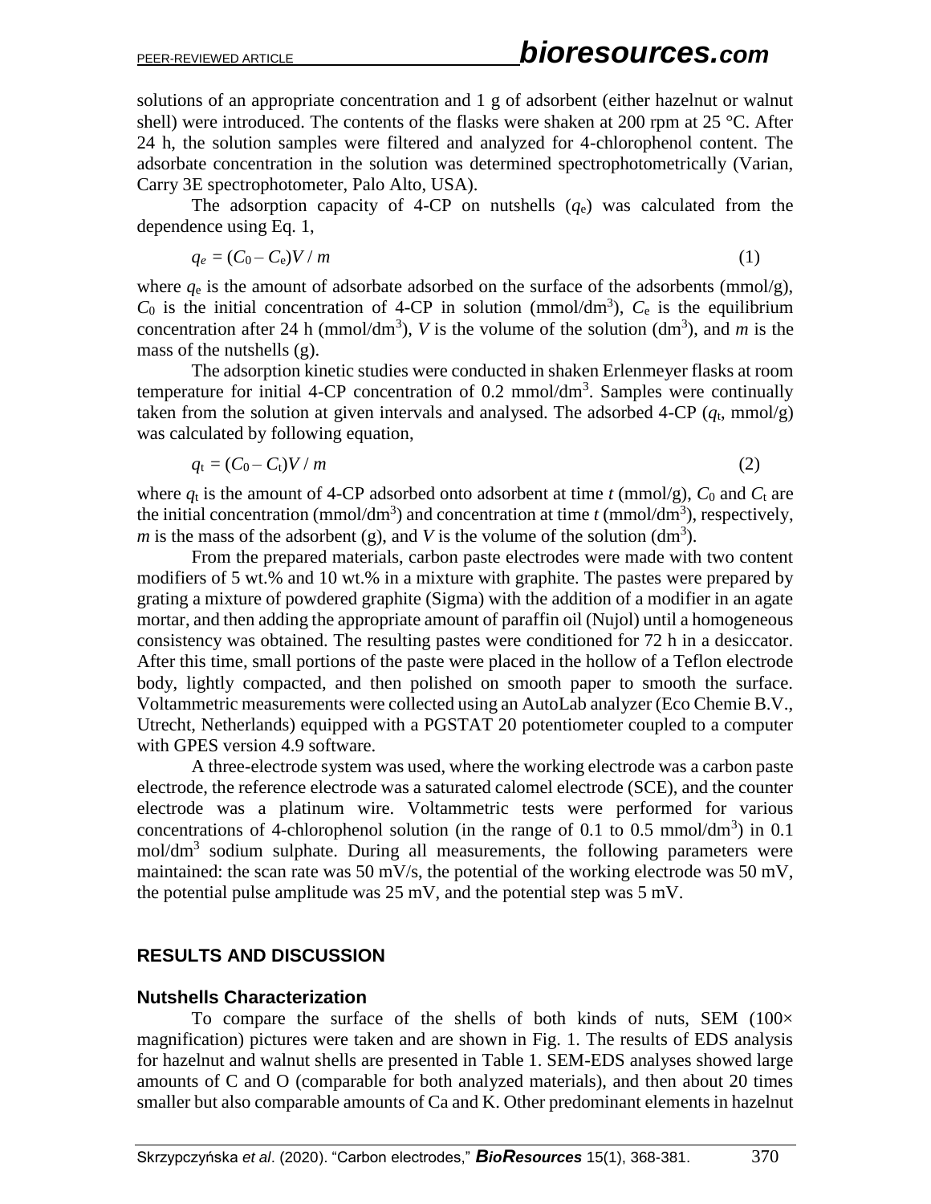solutions of an appropriate concentration and 1 g of adsorbent (either hazelnut or walnut shell) were introduced. The contents of the flasks were shaken at 200 rpm at 25 °C. After 24 h, the solution samples were filtered and analyzed for 4-chlorophenol content. The adsorbate concentration in the solution was determined spectrophotometrically (Varian, Carry 3E spectrophotometer, Palo Alto, USA).

The adsorption capacity of 4-CP on nutshells ($q_e$) was calculated from the dependence using Eq. 1,

$$q_e = (C_0 - C_e)V / m \tag{1}$$

where $q_e$ is the amount of adsorbate adsorbed on the surface of the adsorbents (mmol/g), $C_0$ is the initial concentration of 4-CP in solution (mmol/dm$^3$), $C_e$ is the equilibrium concentration after 24 h (mmol/dm$^3$), $V$ is the volume of the solution (dm$^3$), and $m$ is the mass of the nutshells (g).

The adsorption kinetic studies were conducted in shaken Erlenmeyer flasks at room temperature for initial 4-CP concentration of 0.2 mmol/dm$^3$. Samples were continually taken from the solution at given intervals and analysed. The adsorbed 4-CP ($q_t$, mmol/g) was calculated by following equation,

$$q_t = (C_0 - C_t)V / m \tag{2}$$

where $q_t$ is the amount of 4-CP adsorbed onto adsorbent at time $t$ (mmol/g), $C_0$ and $C_t$ are the initial concentration (mmol/dm$^3$) and concentration at time $t$ (mmol/dm$^3$), respectively, $m$ is the mass of the adsorbent (g), and $V$ is the volume of the solution (dm$^3$).

From the prepared materials, carbon paste electrodes were made with two content modifiers of 5 wt.% and 10 wt.% in a mixture with graphite. The pastes were prepared by grating a mixture of powdered graphite (Sigma) with the addition of a modifier in an agate mortar, and then adding the appropriate amount of paraffin oil (Nujol) until a homogeneous consistency was obtained. The resulting pastes were conditioned for 72 h in a desiccator. After this time, small portions of the paste were placed in the hollow of a Teflon electrode body, lightly compacted, and then polished on smooth paper to smooth the surface. Voltammetric measurements were collected using an AutoLab analyzer (Eco Chemie B.V., Utrecht, Netherlands) equipped with a PGSTAT 20 potentiometer coupled to a computer with GPES version 4.9 software.

A three-electrode system was used, where the working electrode was a carbon paste electrode, the reference electrode was a saturated calomel electrode (SCE), and the counter electrode was a platinum wire. Voltammetric tests were performed for various concentrations of 4-chlorophenol solution (in the range of 0.1 to 0.5 mmol/dm$^3$) in 0.1 mol/dm$^3$ sodium sulphate. During all measurements, the following parameters were maintained: the scan rate was 50 mV/s, the potential of the working electrode was 50 mV, the potential pulse amplitude was 25 mV, and the potential step was 5 mV.

## RESULTS AND DISCUSSION

### Nutshells Characterization

To compare the surface of the shells of both kinds of nuts, SEM (100× magnification) pictures were taken and are shown in Fig. 1. The results of EDS analysis for hazelnut and walnut shells are presented in Table 1. SEM-EDS analyses showed large amounts of C and O (comparable for both analyzed materials), and then about 20 times smaller but also comparable amounts of Ca and K. Other predominant elements in hazelnut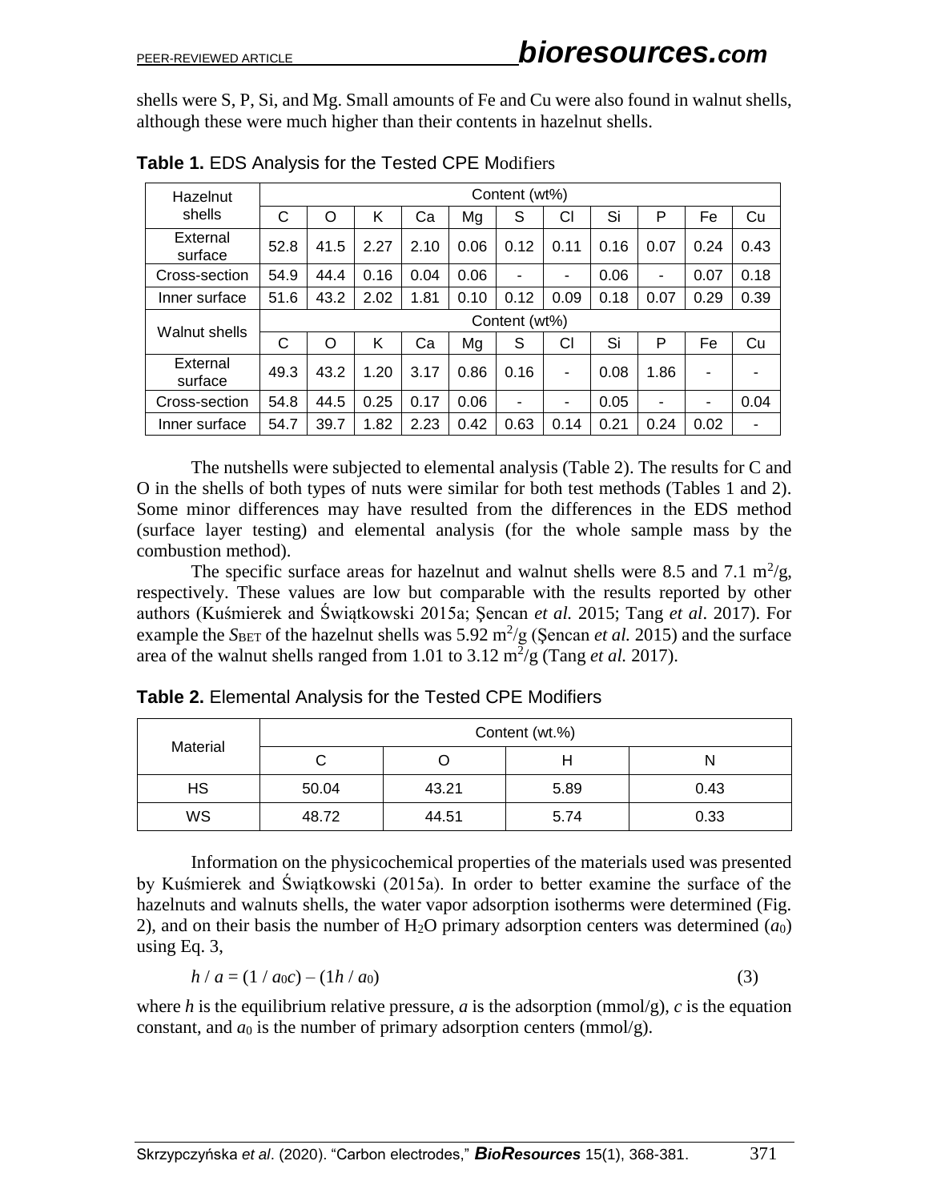shells were S, P, Si, and Mg. Small amounts of Fe and Cu were also found in walnut shells, although these were much higher than their contents in hazelnut shells.

**Table 1.** EDS Analysis for the Tested CPE Modifiers

| Hazelnut shells | Content (wt%) | | | | | | | | | | |
|---|---|---|---|---|---|---|---|---|---|---|---|
| | C | O | K | Ca | Mg | S | Cl | Si | P | Fe | Cu |
| External surface | 52.8 | 41.5 | 2.27 | 2.10 | 0.06 | 0.12 | 0.11 | 0.16 | 0.07 | 0.24 | 0.43 |
| Cross-section | 54.9 | 44.4 | 0.16 | 0.04 | 0.06 | - | - | 0.06 | - | 0.07 | 0.18 |
| Inner surface | 51.6 | 43.2 | 2.02 | 1.81 | 0.10 | 0.12 | 0.09 | 0.18 | 0.07 | 0.29 | 0.39 |
| Walnut shells | Content (wt%) | | | | | | | | | | |
| | C | O | K | Ca | Mg | S | Cl | Si | P | Fe | Cu |
| External surface | 49.3 | 43.2 | 1.20 | 3.17 | 0.86 | 0.16 | - | 0.08 | 1.86 | - | - |
| Cross-section | 54.8 | 44.5 | 0.25 | 0.17 | 0.06 | - | - | 0.05 | - | - | 0.04 |
| Inner surface | 54.7 | 39.7 | 1.82 | 2.23 | 0.42 | 0.63 | 0.14 | 0.21 | 0.24 | 0.02 | - |

The nutshells were subjected to elemental analysis (Table 2). The results for C and O in the shells of both types of nuts were similar for both test methods (Tables 1 and 2). Some minor differences may have resulted from the differences in the EDS method (surface layer testing) and elemental analysis (for the whole sample mass by the combustion method).

The specific surface areas for hazelnut and walnut shells were 8.5 and 7.1 $m^2/g$, respectively. These values are low but comparable with the results reported by other authors (Kuśmierek and Świątkowski 2015a; Şencan *et al.* 2015; Tang *et al*. 2017). For example the $S_{BET}$ of the hazelnut shells was 5.92 $m^2/g$ (Şencan *et al.* 2015) and the surface area of the walnut shells ranged from 1.01 to 3.12 $m^2/g$ (Tang *et al.* 2017).

**Table 2.** Elemental Analysis for the Tested CPE Modifiers

| Material | Content (wt.%) | | | |
|---|---|---|---|---|
| | C | O | H | N |
| HS | 50.04 | 43.21 | 5.89 | 0.43 |
| WS | 48.72 | 44.51 | 5.74 | 0.33 |

Information on the physicochemical properties of the materials used was presented by Kuśmierek and Świątkowski (2015a). In order to better examine the surface of the hazelnuts and walnuts shells, the water vapor adsorption isotherms were determined (Fig. 2), and on their basis the number of $H_2O$ primary adsorption centers was determined ($a_0$) using Eq. 3,

$$h / a = (1 / a_0c) - (1h / a_0) \tag{3}$$

where $h$ is the equilibrium relative pressure, $a$ is the adsorption (mmol/g), $c$ is the equation constant, and $a_0$ is the number of primary adsorption centers (mmol/g).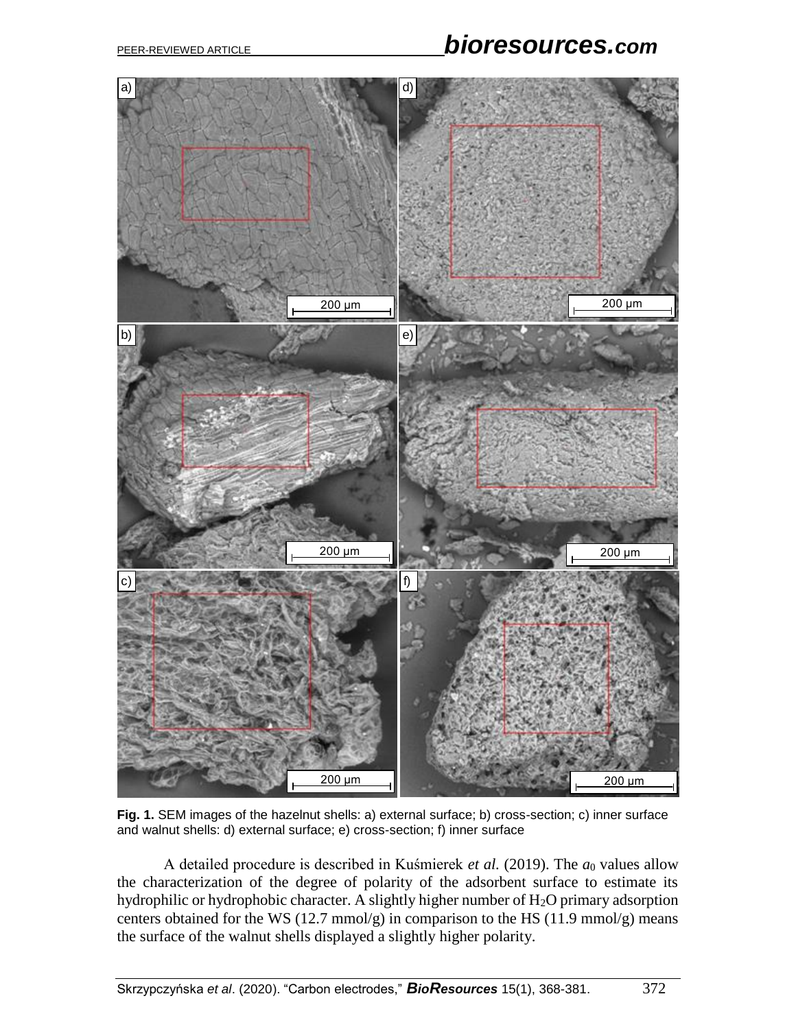**Fig. 1.** SEM images of the hazelnut shells: a) external surface; b) cross-section; c) inner surface and walnut shells: d) external surface; e) cross-section; f) inner surface

A detailed procedure is described in Kuśmierek *et al.* (2019). The $a_0$ values allow the characterization of the degree of polarity of the adsorbent surface to estimate its hydrophilic or hydrophobic character. A slightly higher number of $H_2O$ primary adsorption centers obtained for the WS (12.7 mmol/g) in comparison to the HS (11.9 mmol/g) means the surface of the walnut shells displayed a slightly higher polarity.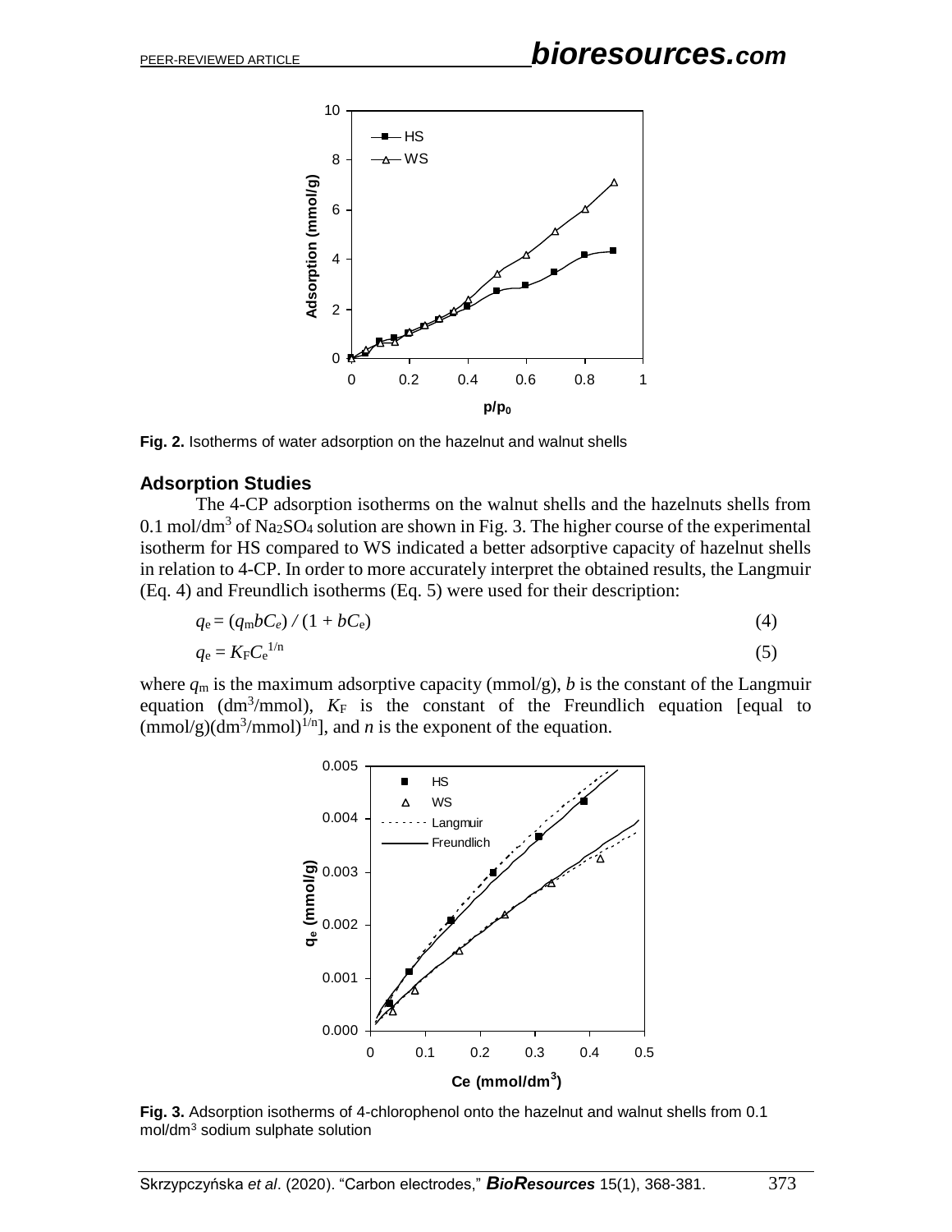Fig. 2. Isotherms of water adsorption on the hazelnut and walnut shells

### Adsorption Studies

The 4-CP adsorption isotherms on the walnut shells and the hazelnuts shells from 0.1 mol/dm$^3$ of $Na_2SO_4$ solution are shown in Fig. 3. The higher course of the experimental isotherm for HS compared to WS indicated a better adsorptive capacity of hazelnut shells in relation to 4-CP. In order to more accurately interpret the obtained results, the Langmuir (Eq. 4) and Freundlich isotherms (Eq. 5) were used for their description:

$$q_e = (q_m b C_e) / (1 + bC_e) \tag{4}$$

$$q_e = K_F C_e^{1/n} \tag{5}$$

where $q_m$ is the maximum adsorptive capacity (mmol/g), $b$ is the constant of the Langmuir equation (dm$^3$/mmol), $K_F$ is the constant of the Freundlich equation [equal to (mmol/g)(dm$^3$/mmol)$^{1/n}$], and $n$ is the exponent of the equation.

Fig. 3. Adsorption isotherms of 4-chlorophenol onto the hazelnut and walnut shells from 0.1 mol/dm$^3$ sodium sulphate solution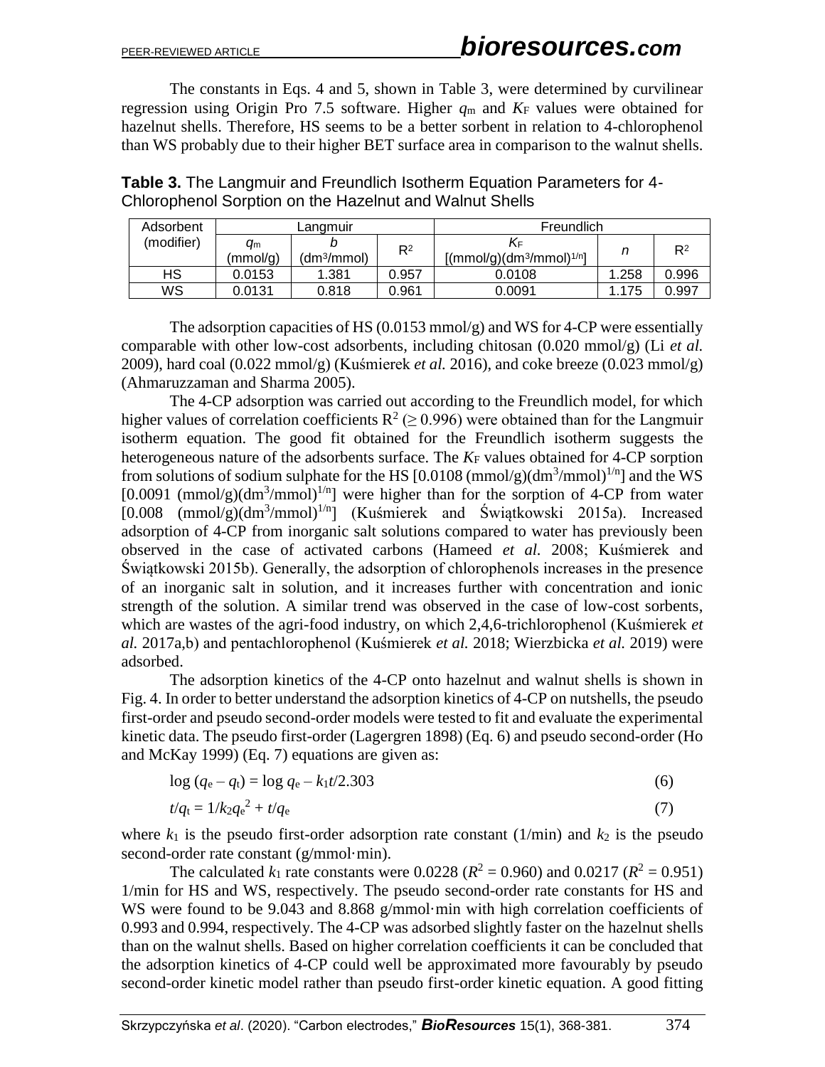The constants in Eqs. 4 and 5, shown in Table 3, were determined by curvilinear regression using Origin Pro 7.5 software. Higher $q_m$ and $K_F$ values were obtained for hazelnut shells. Therefore, HS seems to be a better sorbent in relation to 4-chlorophenol than WS probably due to their higher BET surface area in comparison to the walnut shells.

**Table 3.** The Langmuir and Freundlich Isotherm Equation Parameters for 4-Chlorophenol Sorption on the Hazelnut and Walnut Shells

| Adsorbent (modifier) | Langmuir | | | Freundlich | | |
|---|---|---|---|---|---|---|
| | $q_m$ (mmol/g) | $b$ ($dm^3$/mmol) | $R^2$ | $K_F$ [(mmol/g)($dm^3$/mmol)$^{1/n}$] | $n$ | $R^2$ |
| HS | 0.0153 | 1.381 | 0.957 | 0.0108 | 1.258 | 0.996 |
| WS | 0.0131 | 0.818 | 0.961 | 0.0091 | 1.175 | 0.997 |

The adsorption capacities of HS (0.0153 mmol/g) and WS for 4-CP were essentially comparable with other low-cost adsorbents, including chitosan (0.020 mmol/g) (Li *et al.* 2009), hard coal (0.022 mmol/g) (Kuśmierek *et al.* 2016), and coke breeze (0.023 mmol/g) (Ahmaruzzaman and Sharma 2005).

The 4-CP adsorption was carried out according to the Freundlich model, for which higher values of correlation coefficients $R^2$ ($\geq$ 0.996) were obtained than for the Langmuir isotherm equation. The good fit obtained for the Freundlich isotherm suggests the heterogeneous nature of the adsorbents surface. The $K_F$ values obtained for 4-CP sorption from solutions of sodium sulphate for the HS [0.0108 (mmol/g)($dm^3$/mmol)$^{1/n}$] and the WS [0.0091 (mmol/g)($dm^3$/mmol)$^{1/n}$] were higher than for the sorption of 4-CP from water [0.008 (mmol/g)($dm^3$/mmol)$^{1/n}$] (Kuśmierek and Świątkowski 2015a). Increased adsorption of 4-CP from inorganic salt solutions compared to water has previously been observed in the case of activated carbons (Hameed *et al.* 2008; Kuśmierek and Świątkowski 2015b). Generally, the adsorption of chlorophenols increases in the presence of an inorganic salt in solution, and it increases further with concentration and ionic strength of the solution. A similar trend was observed in the case of low-cost sorbents, which are wastes of the agri-food industry, on which 2,4,6-trichlorophenol (Kuśmierek *et al.* 2017a,b) and pentachlorophenol (Kuśmierek *et al.* 2018; Wierzbicka *et al.* 2019) were adsorbed.

The adsorption kinetics of the 4-CP onto hazelnut and walnut shells is shown in Fig. 4. In order to better understand the adsorption kinetics of 4-CP on nutshells, the pseudo first-order and pseudo second-order models were tested to fit and evaluate the experimental kinetic data. The pseudo first-order (Lagergren 1898) (Eq. 6) and pseudo second-order (Ho and McKay 1999) (Eq. 7) equations are given as:

$$\log (q_e - q_t) = \log q_e - k_1 t/2.303 \tag{6}$$

$$t/q_t = 1/k_2 q_e^2 + t/q_e \tag{7}$$

where $k_1$ is the pseudo first-order adsorption rate constant (1/min) and $k_2$ is the pseudo second-order rate constant (g/mmol·min).

The calculated $k_1$ rate constants were 0.0228 ($R^2$ = 0.960) and 0.0217 ($R^2$ = 0.951) 1/min for HS and WS, respectively. The pseudo second-order rate constants for HS and WS were found to be 9.043 and 8.868 g/mmol·min with high correlation coefficients of 0.993 and 0.994, respectively. The 4-CP was adsorbed slightly faster on the hazelnut shells than on the walnut shells. Based on higher correlation coefficients it can be concluded that the adsorption kinetics of 4-CP could well be approximated more favourably by pseudo second-order kinetic model rather than pseudo first-order kinetic equation. A good fitting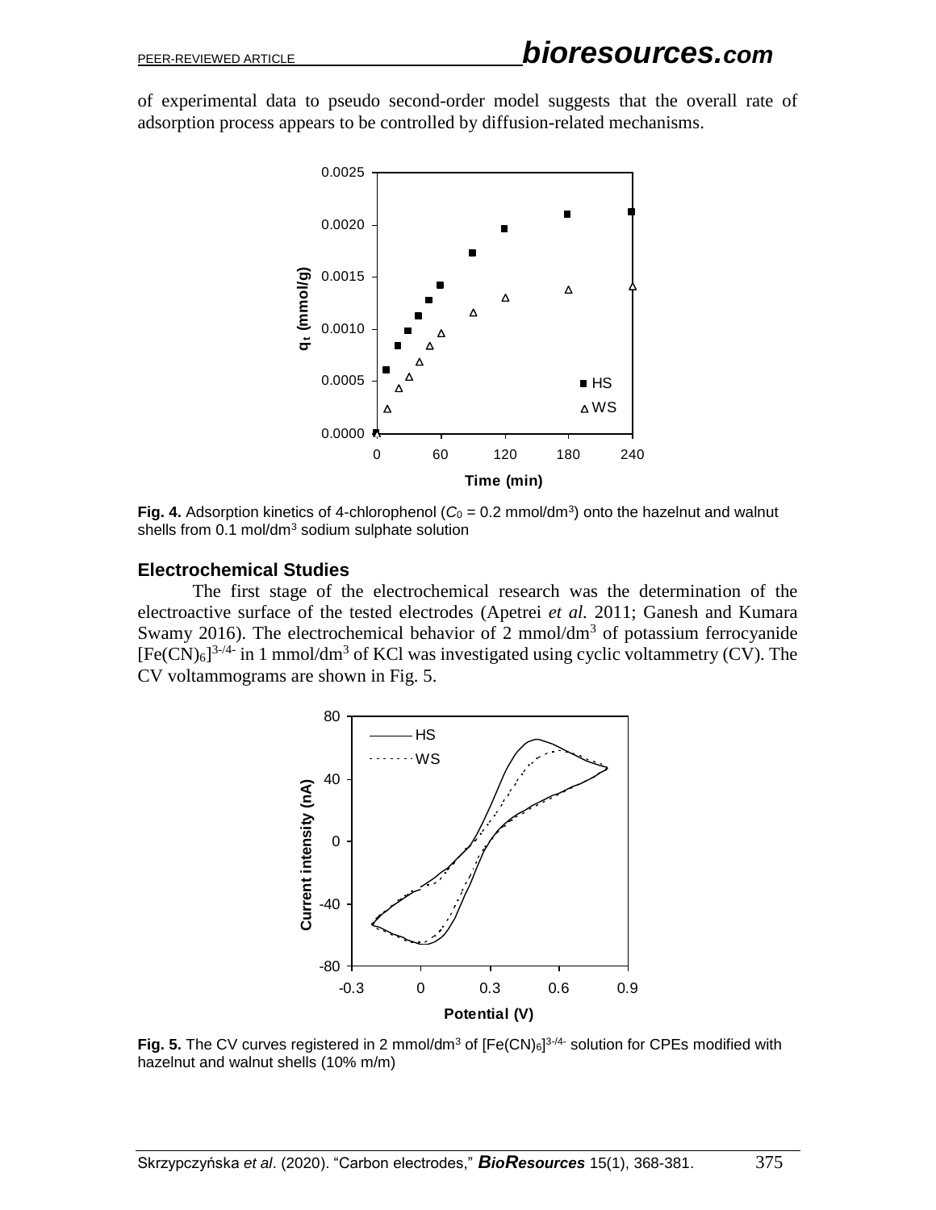of experimental data to pseudo second-order model suggests that the overall rate of adsorption process appears to be controlled by diffusion-related mechanisms.

**Fig. 4.** Adsorption kinetics of 4-chlorophenol ($C_0$ = 0.2 mmol/dm$^3$) onto the hazelnut and walnut shells from 0.1 mol/dm$^3$ sodium sulphate solution

### Electrochemical Studies

The first stage of the electrochemical research was the determination of the electroactive surface of the tested electrodes (Apetrei *et al.* 2011; Ganesh and Kumara Swamy 2016). The electrochemical behavior of 2 mmol/dm$^3$ of potassium ferrocyanide $[Fe(CN)_6]^{3-/4-}$ in 1 mmol/dm$^3$ of KCl was investigated using cyclic voltammetry (CV). The CV voltammograms are shown in Fig. 5.

**Fig. 5.** The CV curves registered in 2 mmol/dm$^3$ of $[Fe(CN)_6]^{3-/4-}$ solution for CPEs modified with hazelnut and walnut shells (10% m/m)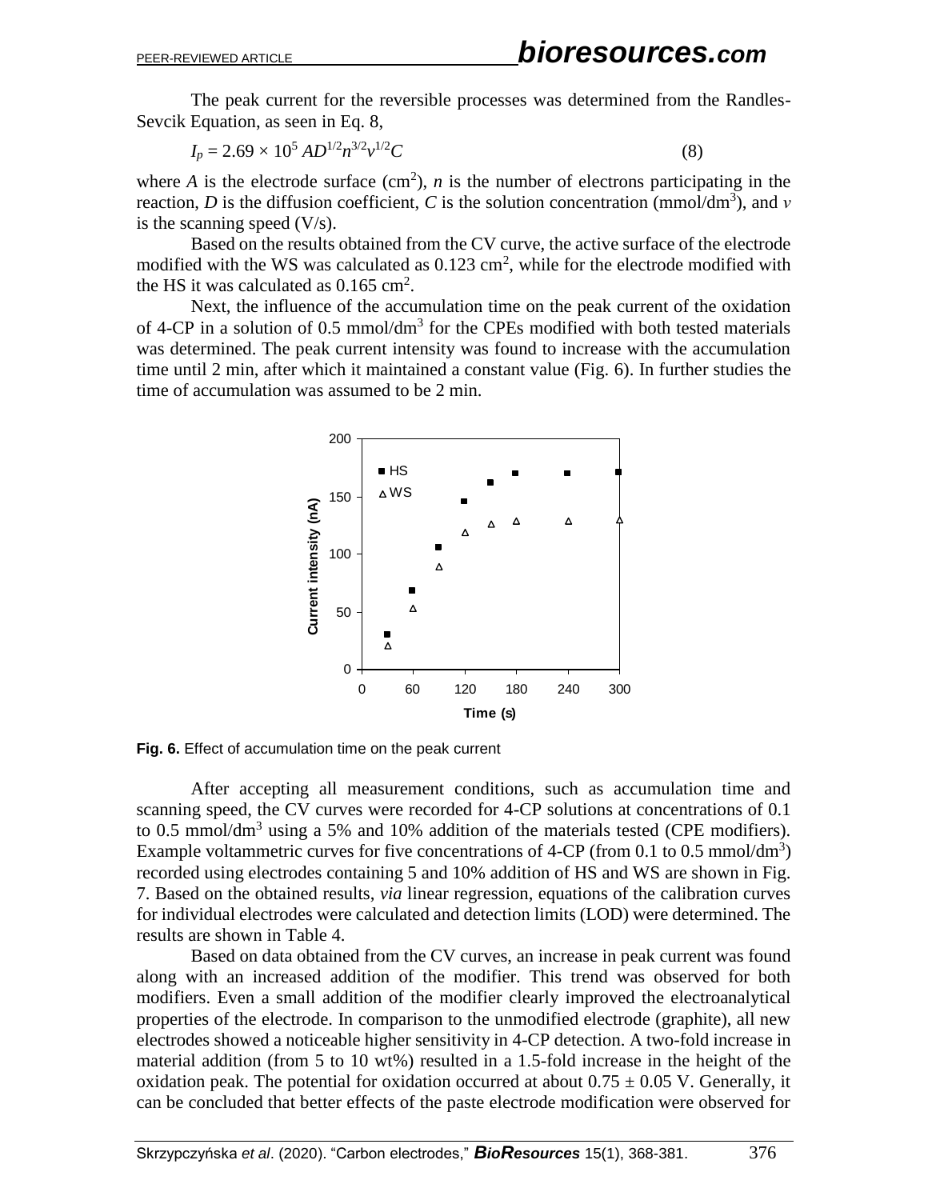The peak current for the reversible processes was determined from the Randles-Sevcik Equation, as seen in Eq. 8,

$$I_p = 2.69 \times 10^5 AD^{1/2}n^{3/2}v^{1/2}C \tag{8}$$

where $A$ is the electrode surface ($cm^2$), $n$ is the number of electrons participating in the reaction, $D$ is the diffusion coefficient, $C$ is the solution concentration ($mmol/dm^3$), and $v$ is the scanning speed (V/s).

Based on the results obtained from the CV curve, the active surface of the electrode modified with the WS was calculated as 0.123 $cm^2$, while for the electrode modified with the HS it was calculated as 0.165 $cm^2$.

Next, the influence of the accumulation time on the peak current of the oxidation of 4-CP in a solution of 0.5 $mmol/dm^3$ for the CPEs modified with both tested materials was determined. The peak current intensity was found to increase with the accumulation time until 2 min, after which it maintained a constant value (Fig. 6). In further studies the time of accumulation was assumed to be 2 min.

**Fig. 6.** Effect of accumulation time on the peak current

After accepting all measurement conditions, such as accumulation time and scanning speed, the CV curves were recorded for 4-CP solutions at concentrations of 0.1 to 0.5 $mmol/dm^3$ using a 5% and 10% addition of the materials tested (CPE modifiers). Example voltammetric curves for five concentrations of 4-CP (from 0.1 to 0.5 $mmol/dm^3$) recorded using electrodes containing 5 and 10% addition of HS and WS are shown in Fig. 7. Based on the obtained results, *via* linear regression, equations of the calibration curves for individual electrodes were calculated and detection limits (LOD) were determined. The results are shown in Table 4.

Based on data obtained from the CV curves, an increase in peak current was found along with an increased addition of the modifier. This trend was observed for both modifiers. Even a small addition of the modifier clearly improved the electroanalytical properties of the electrode. In comparison to the unmodified electrode (graphite), all new electrodes showed a noticeable higher sensitivity in 4-CP detection. A two-fold increase in material addition (from 5 to 10 wt%) resulted in a 1.5-fold increase in the height of the oxidation peak. The potential for oxidation occurred at about $0.75 \pm 0.05$ V. Generally, it can be concluded that better effects of the paste electrode modification were observed for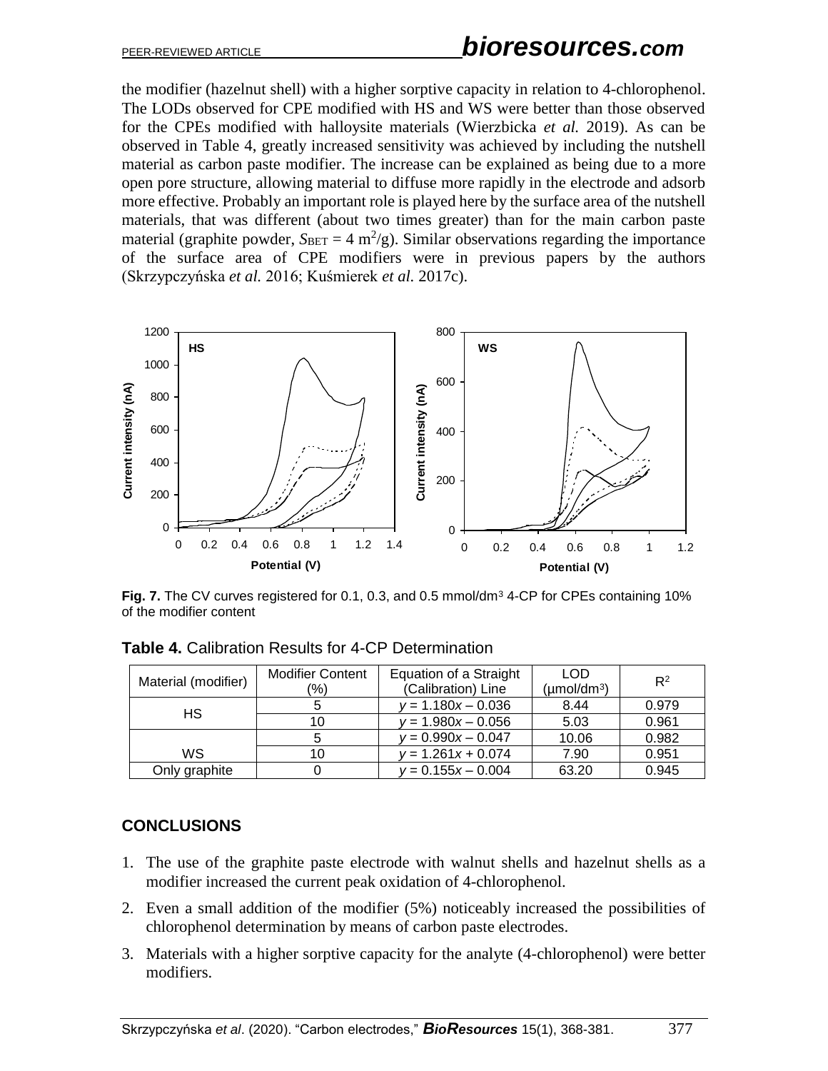the modifier (hazelnut shell) with a higher sorptive capacity in relation to 4-chlorophenol. The LODs observed for CPE modified with HS and WS were better than those observed for the CPEs modified with halloysite materials (Wierzbicka *et al.* 2019). As can be observed in Table 4, greatly increased sensitivity was achieved by including the nutshell material as carbon paste modifier. The increase can be explained as being due to a more open pore structure, allowing material to diffuse more rapidly in the electrode and adsorb more effective. Probably an important role is played here by the surface area of the nutshell materials, that was different (about two times greater) than for the main carbon paste material (graphite powder, $S_{BET}$ = 4 m$^2$/g). Similar observations regarding the importance of the surface area of CPE modifiers were in previous papers by the authors (Skrzypczyńska *et al.* 2016; Kuśmierek *et al.* 2017c).

**Fig. 7.** The CV curves registered for 0.1, 0.3, and 0.5 mmol/dm$^3$ 4-CP for CPEs containing 10% of the modifier content

**Table 4.** Calibration Results for 4-CP Determination

| Material (modifier) | Modifier Content (%) | Equation of a Straight (Calibration) Line | LOD (µmol/dm$^3$) | $R^2$ |
|---|---|---|---|---|
| HS | 5 | $y = 1.180x - 0.036$ | 8.44 | 0.979 |
| | 10 | $y = 1.980x - 0.056$ | 5.03 | 0.961 |
| WS | 5 | $y = 0.990x - 0.047$ | 10.06 | 0.982 |
| | 10 | $y = 1.261x + 0.074$ | 7.90 | 0.951 |
| Only graphite | 0 | $y = 0.155x - 0.004$ | 63.20 | 0.945 |

## CONCLUSIONS

1. The use of the graphite paste electrode with walnut shells and hazelnut shells as a modifier increased the current peak oxidation of 4-chlorophenol.
2. Even a small addition of the modifier (5%) noticeably increased the possibilities of chlorophenol determination by means of carbon paste electrodes.
3. Materials with a higher sorptive capacity for the analyte (4-chlorophenol) were better modifiers.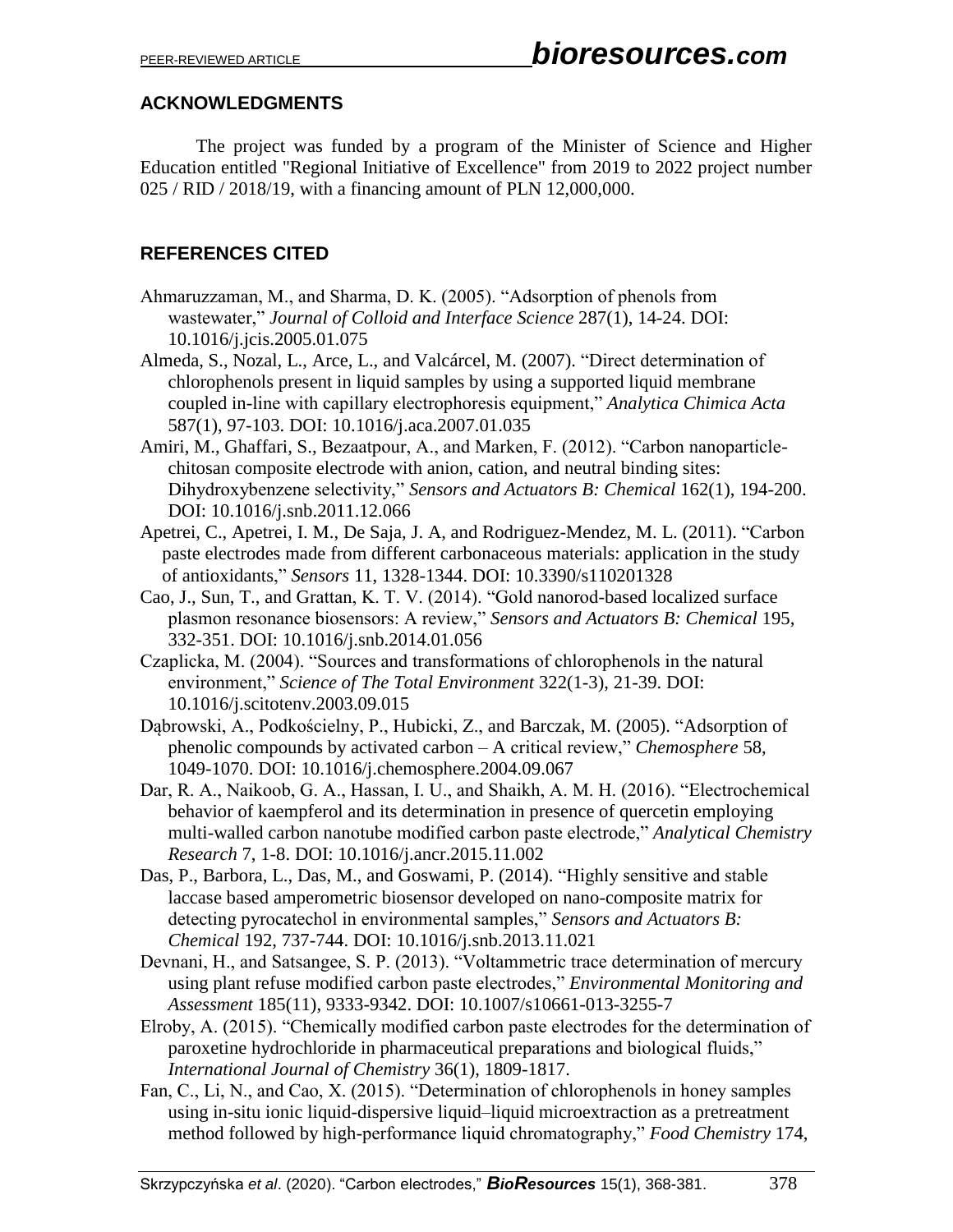## ACKNOWLEDGMENTS

The project was funded by a program of the Minister of Science and Higher Education entitled "Regional Initiative of Excellence" from 2019 to 2022 project number 025 / RID / 2018/19, with a financing amount of PLN 12,000,000.

## REFERENCES CITED

Ahmaruzzaman, M., and Sharma, D. K. (2005). "Adsorption of phenols from wastewater," *Journal of Colloid and Interface Science* 287(1), 14-24. DOI: 10.1016/j.jcis.2005.01.075

Almeda, S., Nozal, L., Arce, L., and Valcárcel, M. (2007). "Direct determination of chlorophenols present in liquid samples by using a supported liquid membrane coupled in-line with capillary electrophoresis equipment," *Analytica Chimica Acta* 587(1), 97-103. DOI: 10.1016/j.aca.2007.01.035

Amiri, M., Ghaffari, S., Bezaatpour, A., and Marken, F. (2012). "Carbon nanoparticle-chitosan composite electrode with anion, cation, and neutral binding sites: Dihydroxybenzene selectivity," *Sensors and Actuators B: Chemical* 162(1), 194-200. DOI: 10.1016/j.snb.2011.12.066

Apetrei, C., Apetrei, I. M., De Saja, J. A, and Rodriguez-Mendez, M. L. (2011). "Carbon paste electrodes made from different carbonaceous materials: application in the study of antioxidants," *Sensors* 11, 1328-1344. DOI: 10.3390/s110201328

Cao, J., Sun, T., and Grattan, K. T. V. (2014). "Gold nanorod-based localized surface plasmon resonance biosensors: A review," *Sensors and Actuators B: Chemical* 195, 332-351. DOI: 10.1016/j.snb.2014.01.056

Czaplicka, M. (2004). "Sources and transformations of chlorophenols in the natural environment," *Science of The Total Environment* 322(1-3), 21-39. DOI: 10.1016/j.scitotenv.2003.09.015

Dąbrowski, A., Podkościelny, P., Hubicki, Z., and Barczak, M. (2005). "Adsorption of phenolic compounds by activated carbon – A critical review," *Chemosphere* 58, 1049-1070. DOI: 10.1016/j.chemosphere.2004.09.067

Dar, R. A., Naikoob, G. A., Hassan, I. U., and Shaikh, A. M. H. (2016). "Electrochemical behavior of kaempferol and its determination in presence of quercetin employing multi-walled carbon nanotube modified carbon paste electrode," *Analytical Chemistry Research* 7, 1-8. DOI: 10.1016/j.ancr.2015.11.002

Das, P., Barbora, L., Das, M., and Goswami, P. (2014). "Highly sensitive and stable laccase based amperometric biosensor developed on nano-composite matrix for detecting pyrocatechol in environmental samples," *Sensors and Actuators B: Chemical* 192, 737-744. DOI: 10.1016/j.snb.2013.11.021

Devnani, H., and Satsangee, S. P. (2013). "Voltammetric trace determination of mercury using plant refuse modified carbon paste electrodes," *Environmental Monitoring and Assessment* 185(11), 9333-9342. DOI: 10.1007/s10661-013-3255-7

Elroby, A. (2015). "Chemically modified carbon paste electrodes for the determination of paroxetine hydrochloride in pharmaceutical preparations and biological fluids," *International Journal of Chemistry* 36(1), 1809-1817.

Fan, C., Li, N., and Cao, X. (2015). "Determination of chlorophenols in honey samples using in-situ ionic liquid-dispersive liquid–liquid microextraction as a pretreatment method followed by high-performance liquid chromatography," *Food Chemistry* 174,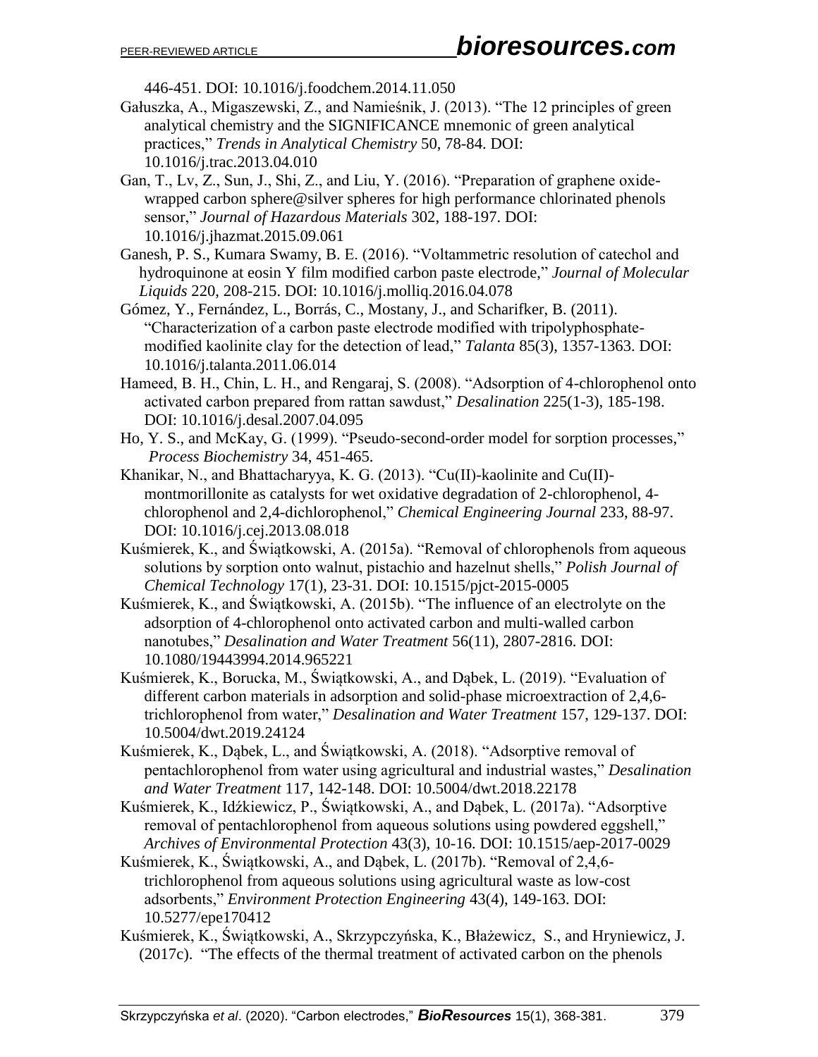446-451. DOI: 10.1016/j.foodchem.2014.11.050

Gałuszka, A., Migaszewski, Z., and Namieśnik, J. (2013). "The 12 principles of green analytical chemistry and the SIGNIFICANCE mnemonic of green analytical practices," *Trends in Analytical Chemistry* 50, 78-84. DOI: 10.1016/j.trac.2013.04.010

Gan, T., Lv, Z., Sun, J., Shi, Z., and Liu, Y. (2016). "Preparation of graphene oxide-wrapped carbon sphere@silver spheres for high performance chlorinated phenols sensor," *Journal of Hazardous Materials* 302, 188-197. DOI: 10.1016/j.jhazmat.2015.09.061

Ganesh, P. S., Kumara Swamy, B. E. (2016). "Voltammetric resolution of catechol and hydroquinone at eosin Y film modified carbon paste electrode," *Journal of Molecular Liquids* 220, 208-215. DOI: 10.1016/j.molliq.2016.04.078

Gómez, Y., Fernández, L., Borrás, C., Mostany, J., and Scharifker, B. (2011). "Characterization of a carbon paste electrode modified with tripolyphosphate-modified kaolinite clay for the detection of lead," *Talanta* 85(3), 1357-1363. DOI: 10.1016/j.talanta.2011.06.014

Hameed, B. H., Chin, L. H., and Rengaraj, S. (2008). "Adsorption of 4-chlorophenol onto activated carbon prepared from rattan sawdust," *Desalination* 225(1-3), 185-198. DOI: 10.1016/j.desal.2007.04.095

Ho, Y. S., and McKay, G. (1999). "Pseudo-second-order model for sorption processes," *Process Biochemistry* 34, 451-465.

Khanikar, N., and Bhattacharyya, K. G. (2013). "Cu(II)-kaolinite and Cu(II)-montmorillonite as catalysts for wet oxidative degradation of 2-chlorophenol, 4-chlorophenol and 2,4-dichlorophenol," *Chemical Engineering Journal* 233, 88-97. DOI: 10.1016/j.cej.2013.08.018

Kuśmierek, K., and Świątkowski, A. (2015a). "Removal of chlorophenols from aqueous solutions by sorption onto walnut, pistachio and hazelnut shells," *Polish Journal of Chemical Technology* 17(1), 23-31. DOI: 10.1515/pjct-2015-0005

Kuśmierek, K., and Świątkowski, A. (2015b). "The influence of an electrolyte on the adsorption of 4-chlorophenol onto activated carbon and multi-walled carbon nanotubes," *Desalination and Water Treatment* 56(11), 2807-2816. DOI: 10.1080/19443994.2014.965221

Kuśmierek, K., Borucka, M., Świątkowski, A., and Dąbek, L. (2019). "Evaluation of different carbon materials in adsorption and solid-phase microextraction of 2,4,6-trichlorophenol from water," *Desalination and Water Treatment* 157, 129-137. DOI: 10.5004/dwt.2019.24124

Kuśmierek, K., Dąbek, L., and Świątkowski, A. (2018). "Adsorptive removal of pentachlorophenol from water using agricultural and industrial wastes," *Desalination and Water Treatment* 117, 142-148. DOI: 10.5004/dwt.2018.22178

Kuśmierek, K., Idźkiewicz, P., Świątkowski, A., and Dąbek, L. (2017a). "Adsorptive removal of pentachlorophenol from aqueous solutions using powdered eggshell," *Archives of Environmental Protection* 43(3), 10-16. DOI: 10.1515/aep-2017-0029

Kuśmierek, K., Świątkowski, A., and Dąbek, L. (2017b). "Removal of 2,4,6-trichlorophenol from aqueous solutions using agricultural waste as low-cost adsorbents," *Environment Protection Engineering* 43(4), 149-163. DOI: 10.5277/epe170412

Kuśmierek, K., Świątkowski, A., Skrzypczyńska, K., Błażewicz, S., and Hryniewicz, J. (2017c). "The effects of the thermal treatment of activated carbon on the phenols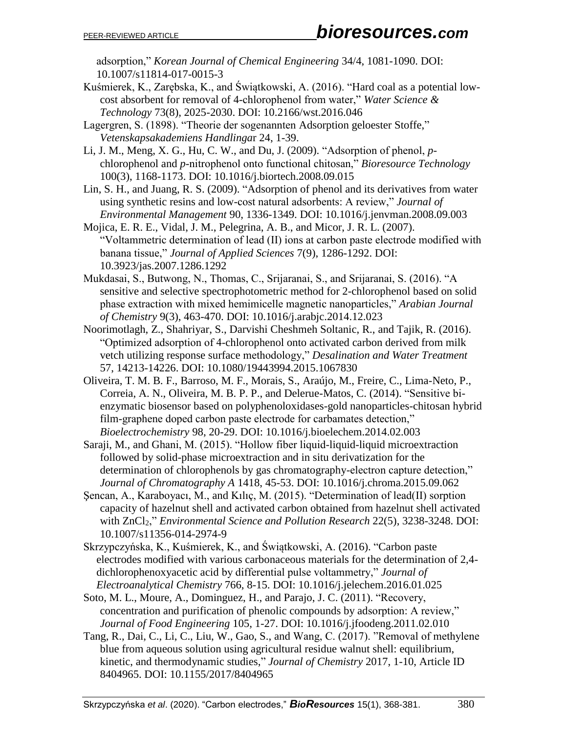adsorption," *Korean Journal of Chemical Engineering* 34/4, 1081-1090. DOI: 10.1007/s11814-017-0015-3

Kuśmierek, K., Zarębska, K., and Świątkowski, A. (2016). "Hard coal as a potential low-cost absorbent for removal of 4-chlorophenol from water," *Water Science & Technology* 73(8), 2025-2030. DOI: 10.2166/wst.2016.046

Lagergren, S. (1898). "Theorie der sogenannten Adsorption geloester Stoffe," *Vetenskapsakademiens Handlingar* 24, 1-39.

Li, J. M., Meng, X. G., Hu, C. W., and Du, J. (2009). "Adsorption of phenol, *p*-chlorophenol and *p*-nitrophenol onto functional chitosan," *Bioresource Technology* 100(3), 1168-1173. DOI: 10.1016/j.biortech.2008.09.015

Lin, S. H., and Juang, R. S. (2009). "Adsorption of phenol and its derivatives from water using synthetic resins and low-cost natural adsorbents: A review," *Journal of Environmental Management* 90, 1336-1349. DOI: 10.1016/j.jenvman.2008.09.003

Mojica, E. R. E., Vidal, J. M., Pelegrina, A. B., and Micor, J. R. L. (2007). "Voltammetric determination of lead (II) ions at carbon paste electrode modified with banana tissue," *Journal of Applied Sciences* 7(9), 1286-1292. DOI: 10.3923/jas.2007.1286.1292

Mukdasai, S., Butwong, N., Thomas, C., Srijaranai, S., and Srijaranai, S. (2016). "A sensitive and selective spectrophotometric method for 2-chlorophenol based on solid phase extraction with mixed hemimicelle magnetic nanoparticles," *Arabian Journal of Chemistry* 9(3), 463-470. DOI: 10.1016/j.arabjc.2014.12.023

Noorimotlagh, Z., Shahriyar, S., Darvishi Cheshmeh Soltanic, R., and Tajik, R. (2016). "Optimized adsorption of 4-chlorophenol onto activated carbon derived from milk vetch utilizing response surface methodology," *Desalination and Water Treatment* 57, 14213-14226. DOI: 10.1080/19443994.2015.1067830

Oliveira, T. M. B. F., Barroso, M. F., Morais, S., Araújo, M., Freire, C., Lima-Neto, P., Correia, A. N., Oliveira, M. B. P. P., and Delerue-Matos, C. (2014). "Sensitive bi-enzymatic biosensor based on polyphenoloxidases-gold nanoparticles-chitosan hybrid film-graphene doped carbon paste electrode for carbamates detection," *Bioelectrochemistry* 98, 20-29. DOI: 10.1016/j.bioelechem.2014.02.003

Saraji, M., and Ghani, M. (2015). "Hollow fiber liquid-liquid-liquid microextraction followed by solid-phase microextraction and in situ derivatization for the determination of chlorophenols by gas chromatography-electron capture detection," *Journal of Chromatography A* 1418, 45-53. DOI: 10.1016/j.chroma.2015.09.062

Şencan, A., Karaboyacı, M., and Kılıç, M. (2015). "Determination of lead(II) sorption capacity of hazelnut shell and activated carbon obtained from hazelnut shell activated with $ZnCl_2$," *Environmental Science and Pollution Research* 22(5), 3238-3248. DOI: 10.1007/s11356-014-2974-9

Skrzypczyńska, K., Kuśmierek, K., and Świątkowski, A. (2016). "Carbon paste electrodes modified with various carbonaceous materials for the determination of 2,4-dichlorophenoxyacetic acid by differential pulse voltammetry," *Journal of Electroanalytical Chemistry* 766, 8-15. DOI: 10.1016/j.jelechem.2016.01.025

Soto, M. L., Moure, A., Dominguez, H., and Parajo, J. C. (2011). "Recovery, concentration and purification of phenolic compounds by adsorption: A review," *Journal of Food Engineering* 105, 1-27. DOI: 10.1016/j.jfoodeng.2011.02.010

Tang, R., Dai, C., Li, C., Liu, W., Gao, S., and Wang, C. (2017). "Removal of methylene blue from aqueous solution using agricultural residue walnut shell: equilibrium, kinetic, and thermodynamic studies," *Journal of Chemistry* 2017, 1-10, Article ID 8404965. DOI: 10.1155/2017/8404965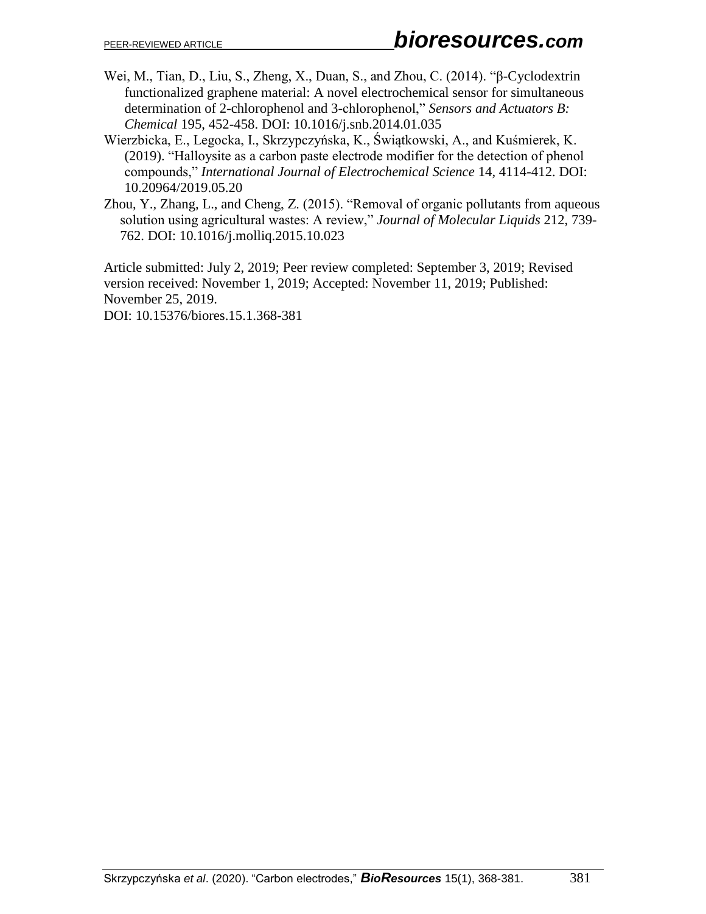Wei, M., Tian, D., Liu, S., Zheng, X., Duan, S., and Zhou, C. (2014). "β-Cyclodextrin functionalized graphene material: A novel electrochemical sensor for simultaneous determination of 2-chlorophenol and 3-chlorophenol," *Sensors and Actuators B: Chemical* 195, 452-458. DOI: 10.1016/j.snb.2014.01.035

Wierzbicka, E., Legocka, I., Skrzypczyńska, K., Świątkowski, A., and Kuśmierek, K. (2019). "Halloysite as a carbon paste electrode modifier for the detection of phenol compounds," *International Journal of Electrochemical Science* 14, 4114-412. DOI: 10.20964/2019.05.20

Zhou, Y., Zhang, L., and Cheng, Z. (2015). "Removal of organic pollutants from aqueous solution using agricultural wastes: A review," *Journal of Molecular Liquids* 212, 739-762. DOI: 10.1016/j.molliq.2015.10.023

Article submitted: July 2, 2019; Peer review completed: September 3, 2019; Revised version received: November 1, 2019; Accepted: November 11, 2019; Published: November 25, 2019.
DOI: 10.15376/biores.15.1.368-381